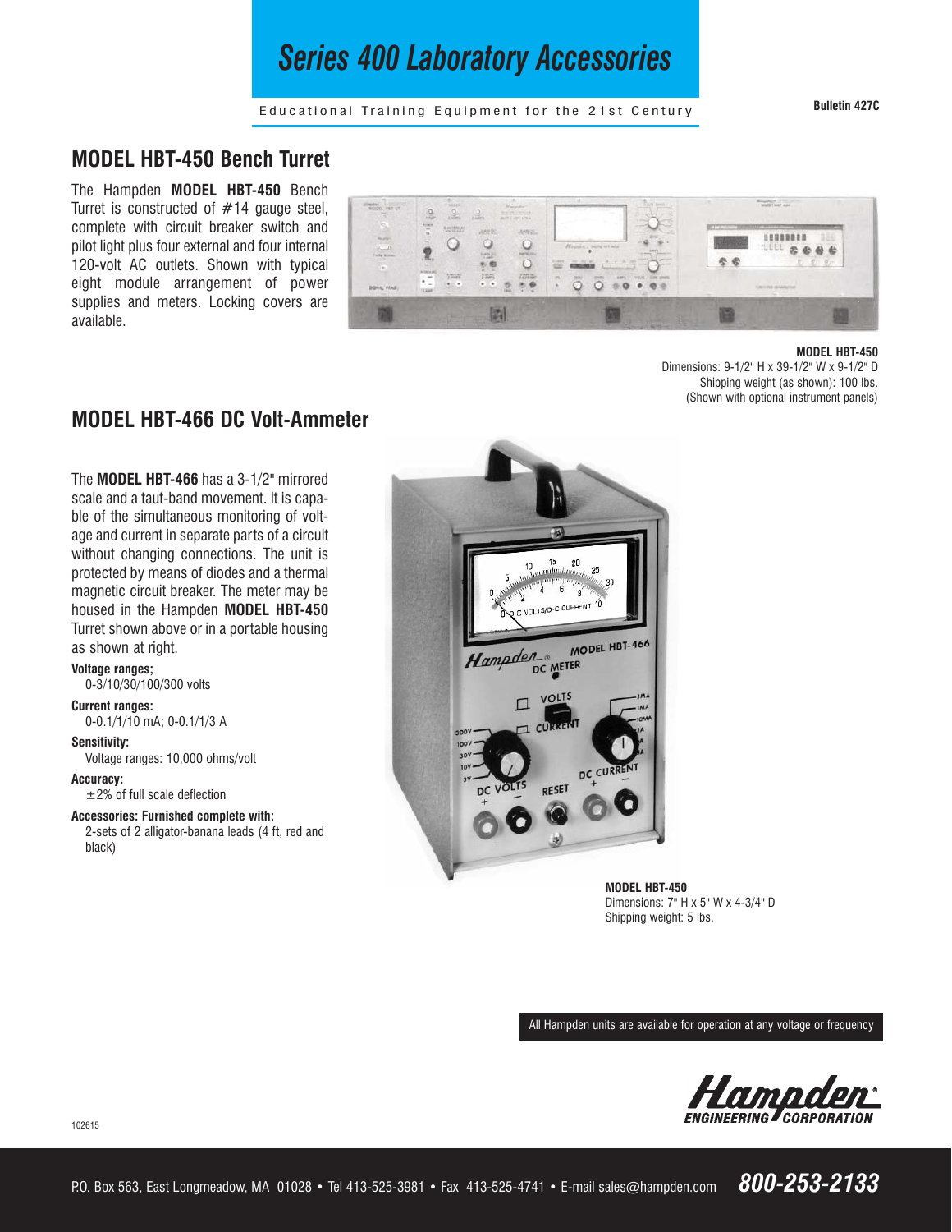# Series 400 Laboratory Accessories

Educational Training Equipment for the 21st Century

**Bulletin 427C**

## MODEL HBT-450 Bench Turret

The Hampden **MODEL HBT-450** Bench Turret is constructed of #14 gauge steel, complete with circuit breaker switch and pilot light plus four external and four internal 120-volt AC outlets. Shown with typical eight module arrangement of power supplies and meters. Locking covers are available.

**MODEL HBT-450**
Dimensions: 9-1/2" H x 39-1/2" W x 9-1/2" D
Shipping weight (as shown): 100 lbs.
(Shown with optional instrument panels)

## MODEL HBT-466 DC Volt-Ammeter

The **MODEL HBT-466** has a 3-1/2" mirrored scale and a taut-band movement. It is capable of the simultaneous monitoring of voltage and current in separate parts of a circuit without changing connections. The unit is protected by means of diodes and a thermal magnetic circuit breaker. The meter may be housed in the Hampden **MODEL HBT-450** Turret shown above or in a portable housing as shown at right.

**Voltage ranges;**
0-3/10/30/100/300 volts

**Current ranges:**
0-0.1/1/10 mA; 0-0.1/1/3 A

**Sensitivity:**
Voltage ranges: 10,000 ohms/volt

**Accuracy:**
±2% of full scale deflection

**Accessories: Furnished complete with:**
2-sets of 2 alligator-banana leads (4 ft, red and black)

**MODEL HBT-450**
Dimensions: 7" H x 5" W x 4-3/4" D
Shipping weight: 5 lbs.

All Hampden units are available for operation at any voltage or frequency

Hampden ENGINEERING CORPORATION

102615

P.O. Box 563, East Longmeadow, MA 01028 • Tel 413-525-3981 • Fax 413-525-4741 • E-mail sales@hampden.com **800-253-2133**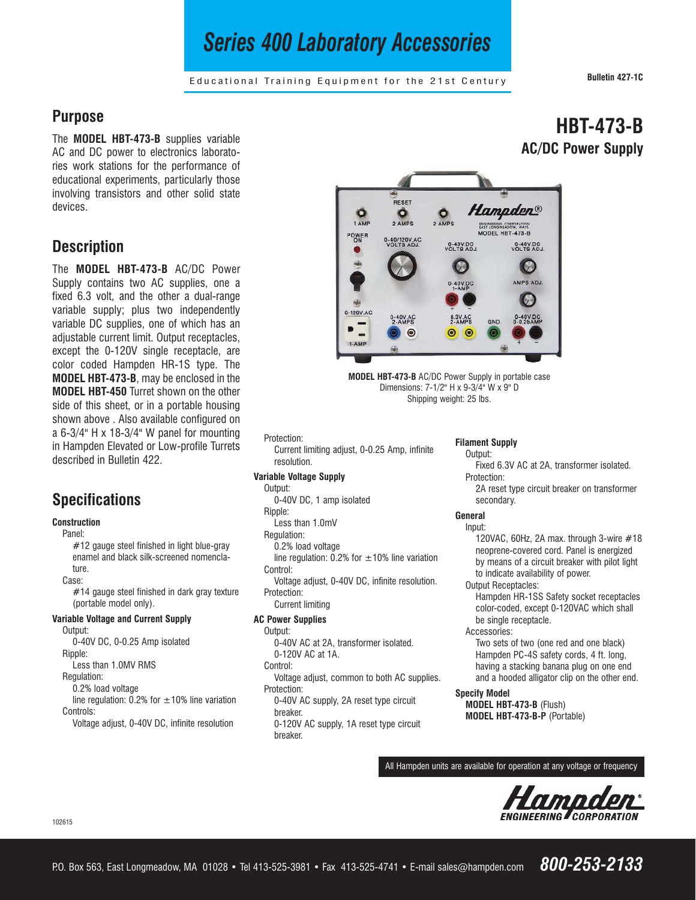# Series 400 Laboratory Accessories

Educational Training Equipment for the 21st Century

Bulletin 427-1C

# HBT-473-B

## AC/DC Power Supply

## Purpose

The **MODEL HBT-473-B** supplies variable AC and DC power to electronics laboratories work stations for the performance of educational experiments, particularly those involving transistors and other solid state devices.

## Description

The **MODEL HBT-473-B** AC/DC Power Supply contains two AC supplies, one a fixed 6.3 volt, and the other a dual-range variable supply; plus two independently variable DC supplies, one of which has an adjustable current limit. Output receptacles, except the 0-120V single receptacle, are color coded Hampden HR-1S type. The **MODEL HBT-473-B**, may be enclosed in the **MODEL HBT-450** Turret shown on the other side of this sheet, or in a portable housing shown above . Also available configured on a 6-3/4" H x 18-3/4" W panel for mounting in Hampden Elevated or Low-profile Turrets described in Bulletin 422.

**MODEL HBT-473-B** AC/DC Power Supply in portable case
Dimensions: 7-1/2" H x 9-3/4" W x 9" D
Shipping weight: 25 lbs.

## Specifications

### Construction

Panel:
#12 gauge steel finished in light blue-gray enamel and black silk-screened nomenclature.

Case:
#14 gauge steel finished in dark gray texture (portable model only).

### Variable Voltage and Current Supply

Output:
0-40V DC, 0-0.25 Amp isolated

Ripple:
Less than 1.0MV RMS

Regulation:
0.2% load voltage
line regulation: 0.2% for ±10% line variation

Controls:
Voltage adjust, 0-40V DC, infinite resolution

Protection:
Current limiting adjust, 0-0.25 Amp, infinite resolution.

### Variable Voltage Supply

Output:
0-40V DC, 1 amp isolated

Ripple:
Less than 1.0mV

Regulation:
0.2% load voltage
line regulation: 0.2% for ±10% line variation

Control:
Voltage adjust, 0-40V DC, infinite resolution.

Protection:
Current limiting

### AC Power Supplies

Output:
0-40V AC at 2A, transformer isolated.
0-120V AC at 1A.

Control:
Voltage adjust, common to both AC supplies.

Protection:
0-40V AC supply, 2A reset type circuit breaker.
0-120V AC supply, 1A reset type circuit breaker.

### Filament Supply

Output:
Fixed 6.3V AC at 2A, transformer isolated.

Protection:
2A reset type circuit breaker on transformer secondary.

### General

Input:
120VAC, 60Hz, 2A max. through 3-wire #18 neoprene-covered cord. Panel is energized by means of a circuit breaker with pilot light to indicate availability of power.

Output Receptacles:
Hampden HR-1SS Safety socket receptacles color-coded, except 0-120VAC which shall be single receptacle.

Accessories:
Two sets of two (one red and one black) Hampden PC-4S safety cords, 4 ft. long, having a stacking banana plug on one end and a hooded alligator clip on the other end.

### Specify Model

**MODEL HBT-473-B** (Flush)
**MODEL HBT-473-B-P** (Portable)

All Hampden units are available for operation at any voltage or frequency

Hampden ENGINEERING CORPORATION

102615

P.O. Box 563, East Longmeadow, MA 01028 • Tel 413-525-3981 • Fax 413-525-4741 • E-mail sales@hampden.com **800-253-2133**